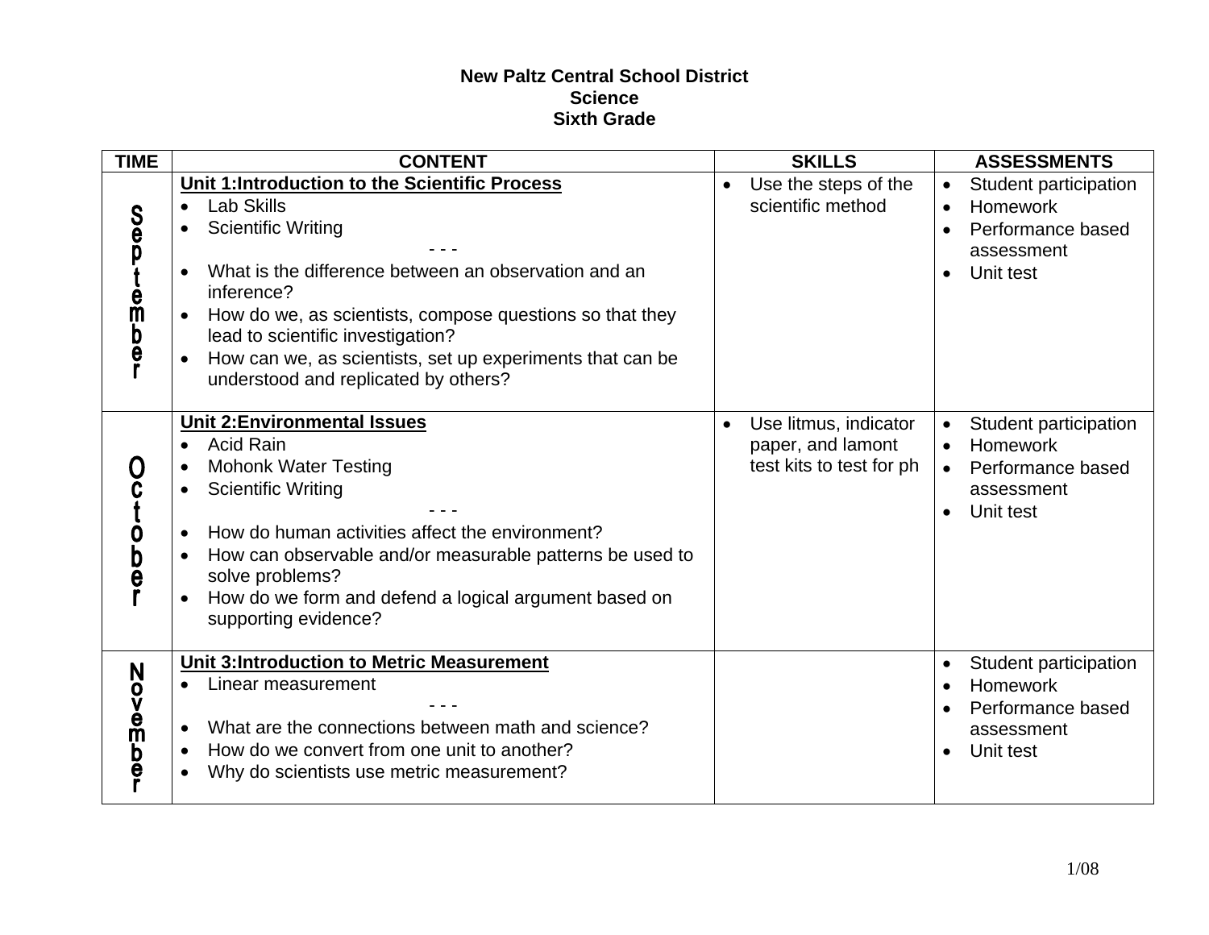**New Paltz Central School District**
**Science**
**Sixth Grade**

| TIME | CONTENT | SKILLS | ASSESSMENTS |
|---|---|---|---|
| September | **<u>Unit 1:Introduction to the Scientific Process</u>**<br>• Lab Skills<br>• Scientific Writing<br>- - -<br>• What is the difference between an observation and an inference?<br>• How do we, as scientists, compose questions so that they lead to scientific investigation?<br>• How can we, as scientists, set up experiments that can be understood and replicated by others? | • Use the steps of the scientific method | • Student participation<br>• Homework<br>• Performance based assessment<br>• Unit test |
| October | **<u>Unit 2:Environmental Issues</u>**<br>• Acid Rain<br>• Mohonk Water Testing<br>• Scientific Writing<br>- - -<br>• How do human activities affect the environment?<br>• How can observable and/or measurable patterns be used to solve problems?<br>• How do we form and defend a logical argument based on supporting evidence? | • Use litmus, indicator paper, and lamont test kits to test for ph | • Student participation<br>• Homework<br>• Performance based assessment<br>• Unit test |
| November | **<u>Unit 3:Introduction to Metric Measurement</u>**<br>• Linear measurement<br>- - -<br>• What are the connections between math and science?<br>• How do we convert from one unit to another?<br>• Why do scientists use metric measurement? | | • Student participation<br>• Homework<br>• Performance based assessment<br>• Unit test |

1/08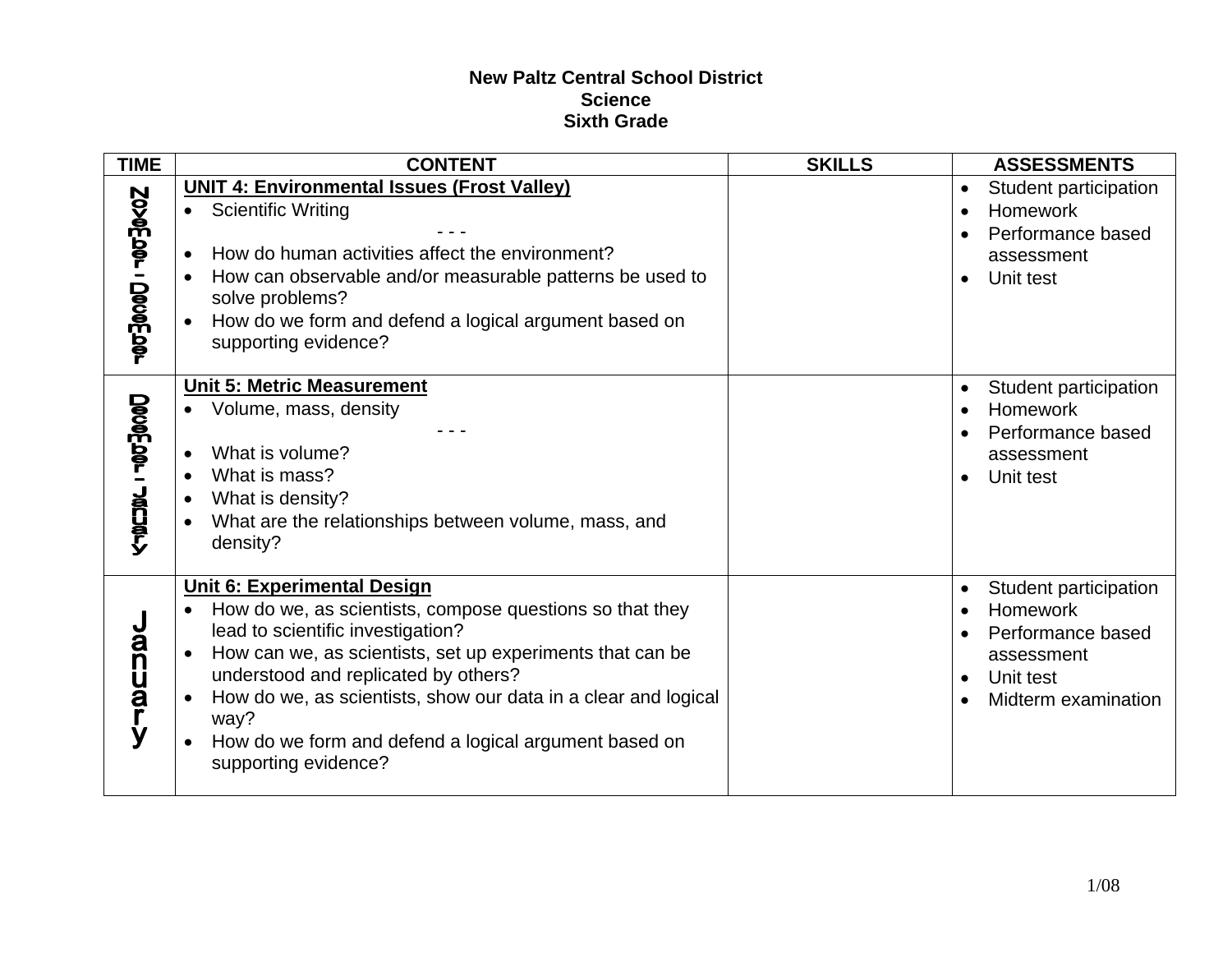**New Paltz Central School District**
**Science**
**Sixth Grade**

| TIME | CONTENT | SKILLS | ASSESSMENTS |
|---|---|---|---|
| November - December | **UNIT 4: Environmental Issues (Frost Valley)**<br>• Scientific Writing<br>- - -<br>• How do human activities affect the environment?<br>• How can observable and/or measurable patterns be used to solve problems?<br>• How do we form and defend a logical argument based on supporting evidence? | | • Student participation<br>• Homework<br>• Performance based assessment<br>• Unit test |
| December - January | **Unit 5: Metric Measurement**<br>• Volume, mass, density<br>- - -<br>• What is volume?<br>• What is mass?<br>• What is density?<br>• What are the relationships between volume, mass, and density? | | • Student participation<br>• Homework<br>• Performance based assessment<br>• Unit test |
| January | **Unit 6: Experimental Design**<br>• How do we, as scientists, compose questions so that they lead to scientific investigation?<br>• How can we, as scientists, set up experiments that can be understood and replicated by others?<br>• How do we, as scientists, show our data in a clear and logical way?<br>• How do we form and defend a logical argument based on supporting evidence? | | • Student participation<br>• Homework<br>• Performance based assessment<br>• Unit test<br>• Midterm examination |

1/08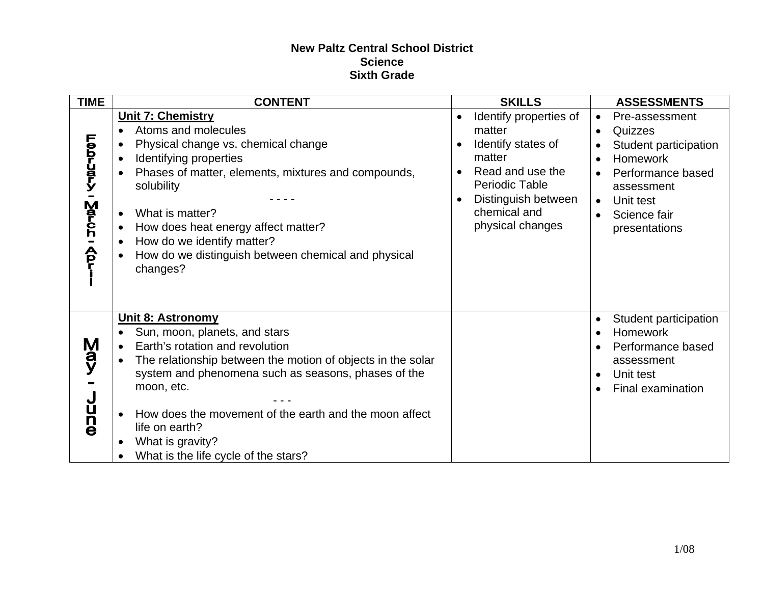**New Paltz Central School District**
**Science**
**Sixth Grade**

| TIME | CONTENT | SKILLS | ASSESSMENTS |
|---|---|---|---|
| February - March - April | **Unit 7: Chemistry**<br>• Atoms and molecules<br>• Physical change vs. chemical change<br>• Identifying properties<br>• Phases of matter, elements, mixtures and compounds, solubility<br>- - - -<br>• What is matter?<br>• How does heat energy affect matter?<br>• How do we identify matter?<br>• How do we distinguish between chemical and physical changes? | • Identify properties of matter<br>• Identify states of matter<br>• Read and use the Periodic Table<br>• Distinguish between chemical and physical changes | • Pre-assessment<br>• Quizzes<br>• Student participation<br>• Homework<br>• Performance based assessment<br>• Unit test<br>• Science fair presentations |
| May - June | **Unit 8: Astronomy**<br>• Sun, moon, planets, and stars<br>• Earth's rotation and revolution<br>• The relationship between the motion of objects in the solar system and phenomena such as seasons, phases of the moon, etc.<br>- - -<br>• How does the movement of the earth and the moon affect life on earth?<br>• What is gravity?<br>• What is the life cycle of the stars? | | • Student participation<br>• Homework<br>• Performance based assessment<br>• Unit test<br>• Final examination |